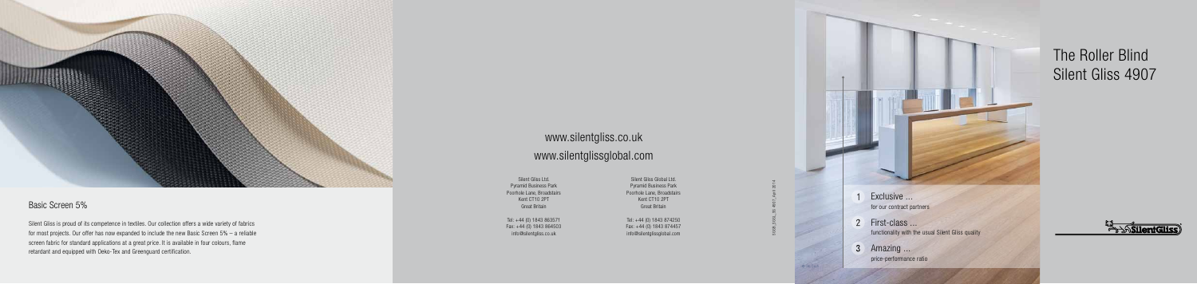## Basic Screen 5%

Silent Gliss is proud of its competence in textiles. Our collection offers a wide variety of fabrics for most projects. Our offer has now expanded to include the new Basic Screen 5% – a reliable screen fabric for standard applications at a great price. It is available in four colours, flame retardant and equipped with Oeko-Tex and Greenguard certification.

www.silentgliss.co.uk

www.silentglissglobal.com

Silent Gliss Ltd.
Pyramid Business Park
Poorhole Lane, Broadstairs
Kent CT10 2PT
Great Britain

Tel: +44 (0) 1843 863571
Fax: +44 (0) 1843 864503
info@silentgliss.co.uk

Silent Gliss Global Ltd.
Pyramid Business Park
Poorhole Lane, Broadstairs
Kent CT10 2PT
Great Britain

Tel: +44 (0) 1843 874250
Fax: +44 (0) 1843 874457
info@silentglissglobal.com

SGGB_SGGL_SG 4907_April 2014

1 Exclusive ...
for our contract partners

2 First-class ...
functionality with the usual Silent Gliss quality

3 Amazing ...
price-performance ratio

# The Roller Blind Silent Gliss 4907

SilentGliss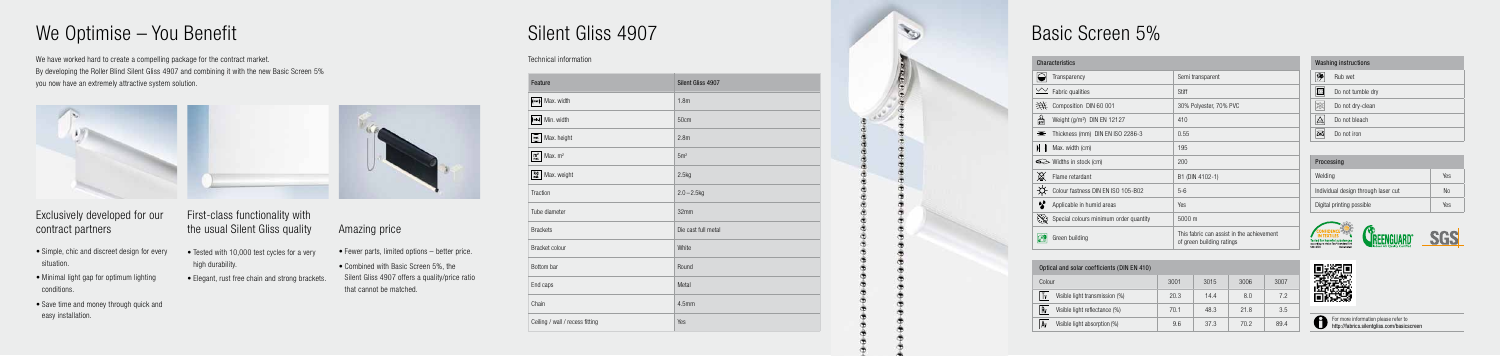# We Optimise – You Benefit

We have worked hard to create a compelling package for the contract market.
By developing the Roller Blind Silent Gliss 4907 and combining it with the new Basic Screen 5%
you now have an extremely attractive system solution.

### Exclusively developed for our contract partners

- Simple, chic and discreet design for every situation.
- Minimal light gap for optimum lighting conditions.
- Save time and money through quick and easy installation.

### First-class functionality with the usual Silent Gliss quality

- Tested with 10,000 test cycles for a very high durability.
- Elegant, rust free chain and strong brackets.

### Amazing price

- Fewer parts, limited options – better price.
- Combined with Basic Screen 5%, the Silent Gliss 4907 offers a quality/price ratio that cannot be matched.

# Silent Gliss 4907

Technical information

| Feature | Silent Gliss 4907 |
|---|---|
| Max. width | 1.8m |
| Min. width | 50cm |
| Max. height | 2.8m |
| Max. m² | 5m² |
| Max. weight | 2.5kg |
| Traction | 2.0 – 2.5kg |
| Tube diameter | 32mm |
| Brackets | Die cast full metal |
| Bracket colour | White |
| Bottom bar | Round |
| End caps | Metal |
| Chain | 4.5mm |
| Ceiling / wall / recess fitting | Yes |

# Basic Screen 5%

| Characteristics | |
|---|---|
| Transparency | Semi transparent |
| Fabric qualities | Stiff |
| Composition DIN 60 001 | 30% Polyester, 70% PVC |
| Weight (g/m²) DIN EN 12127 | 410 |
| Thickness (mm) DIN EN ISO 2286-3 | 0.55 |
| Max. width (cm) | 195 |
| Widths in stock (cm) | 200 |
| Flame retardant | B1 (DIN 4102-1) |
| Colour fastness DIN EN ISO 105-B02 | 5-6 |
| Applicable in humid areas | Yes |
| Special colours minimum order quantity | 5000 m |
| Green building | This fabric can assist in the achievement of green building ratings |

| Optical and solar coefficients (DIN EN 410) | | | | |
|---|---|---|---|---|
| Colour | 3001 | 3015 | 3006 | 3007 |
| $T_v$ Visible light transmission (%) | 20.3 | 14.4 | 8.0 | 7.2 |
| $R_v$ Visible light reflectance (%) | 70.1 | 48.3 | 21.8 | 3.5 |
| $A_v$ Visible light absorption (%) | 9.6 | 37.3 | 70.2 | 89.4 |

| Washing instructions |
|---|
| Rub wet |
| Do not tumble dry |
| Do not dry-clean |
| Do not bleach |
| Do not iron |

| Processing | |
|---|---|
| Welding | Yes |
| Individual design through laser cut | No |
| Digital printing possible | Yes |

GREENGUARD SGS

For more information please refer to
http://fabrics.silentgliss.com/basicscreen